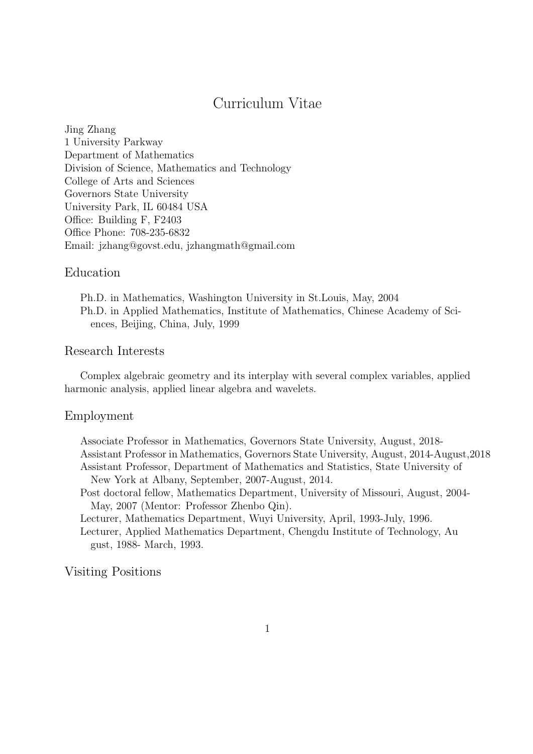# Curriculum Vitae

Jing Zhang
1 University Parkway
Department of Mathematics
Division of Science, Mathematics and Technology
College of Arts and Sciences
Governors State University
University Park, IL 60484 USA
Office: Building F, F2403
Office Phone: 708-235-6832
Email: jzhang@govst.edu, jzhangmath@gmail.com

## Education

Ph.D. in Mathematics, Washington University in St.Louis, May, 2004
Ph.D. in Applied Mathematics, Institute of Mathematics, Chinese Academy of Sciences, Beijing, China, July, 1999

## Research Interests

Complex algebraic geometry and its interplay with several complex variables, applied harmonic analysis, applied linear algebra and wavelets.

## Employment

Associate Professor in Mathematics, Governors State University, August, 2018-
Assistant Professor in Mathematics, Governors State University, August, 2014-August,2018
Assistant Professor, Department of Mathematics and Statistics, State University of New York at Albany, September, 2007-August, 2014.
Post doctoral fellow, Mathematics Department, University of Missouri, August, 2004-May, 2007 (Mentor: Professor Zhenbo Qin).
Lecturer, Mathematics Department, Wuyi University, April, 1993-July, 1996.
Lecturer, Applied Mathematics Department, Chengdu Institute of Technology, August, 1988- March, 1993.

## Visiting Positions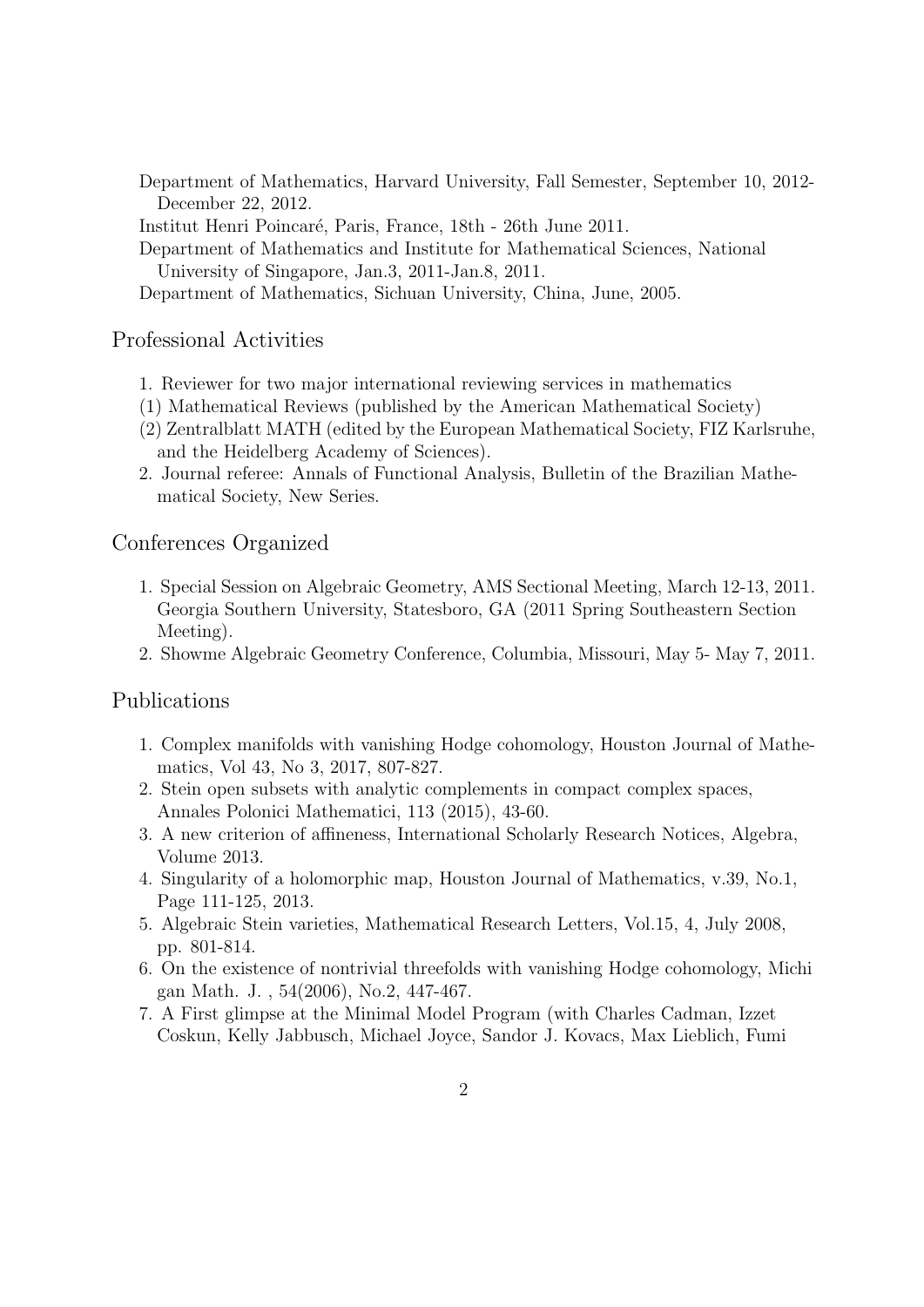Department of Mathematics, Harvard University, Fall Semester, September 10, 2012-December 22, 2012.

Institut Henri Poincaré, Paris, France, 18th - 26th June 2011.

Department of Mathematics and Institute for Mathematical Sciences, National University of Singapore, Jan.3, 2011-Jan.8, 2011.

Department of Mathematics, Sichuan University, China, June, 2005.

## Professional Activities

1. Reviewer for two major international reviewing services in mathematics
(1) Mathematical Reviews (published by the American Mathematical Society)
(2) Zentralblatt MATH (edited by the European Mathematical Society, FIZ Karlsruhe, and the Heidelberg Academy of Sciences).
2. Journal referee: Annals of Functional Analysis, Bulletin of the Brazilian Mathematical Society, New Series.

## Conferences Organized

1. Special Session on Algebraic Geometry, AMS Sectional Meeting, March 12-13, 2011. Georgia Southern University, Statesboro, GA (2011 Spring Southeastern Section Meeting).
2. Showme Algebraic Geometry Conference, Columbia, Missouri, May 5- May 7, 2011.

## Publications

1. Complex manifolds with vanishing Hodge cohomology, Houston Journal of Mathematics, Vol 43, No 3, 2017, 807-827.
2. Stein open subsets with analytic complements in compact complex spaces, Annales Polonici Mathematici, 113 (2015), 43-60.
3. A new criterion of affineness, International Scholarly Research Notices, Algebra, Volume 2013.
4. Singularity of a holomorphic map, Houston Journal of Mathematics, v.39, No.1, Page 111-125, 2013.
5. Algebraic Stein varieties, Mathematical Research Letters, Vol.15, 4, July 2008, pp. 801-814.
6. On the existence of nontrivial threefolds with vanishing Hodge cohomology, Michigan Math. J. , 54(2006), No.2, 447-467.
7. A First glimpse at the Minimal Model Program (with Charles Cadman, Izzet Coskun, Kelly Jabbusch, Michael Joyce, Sandor J. Kovacs, Max Lieblich, Fumi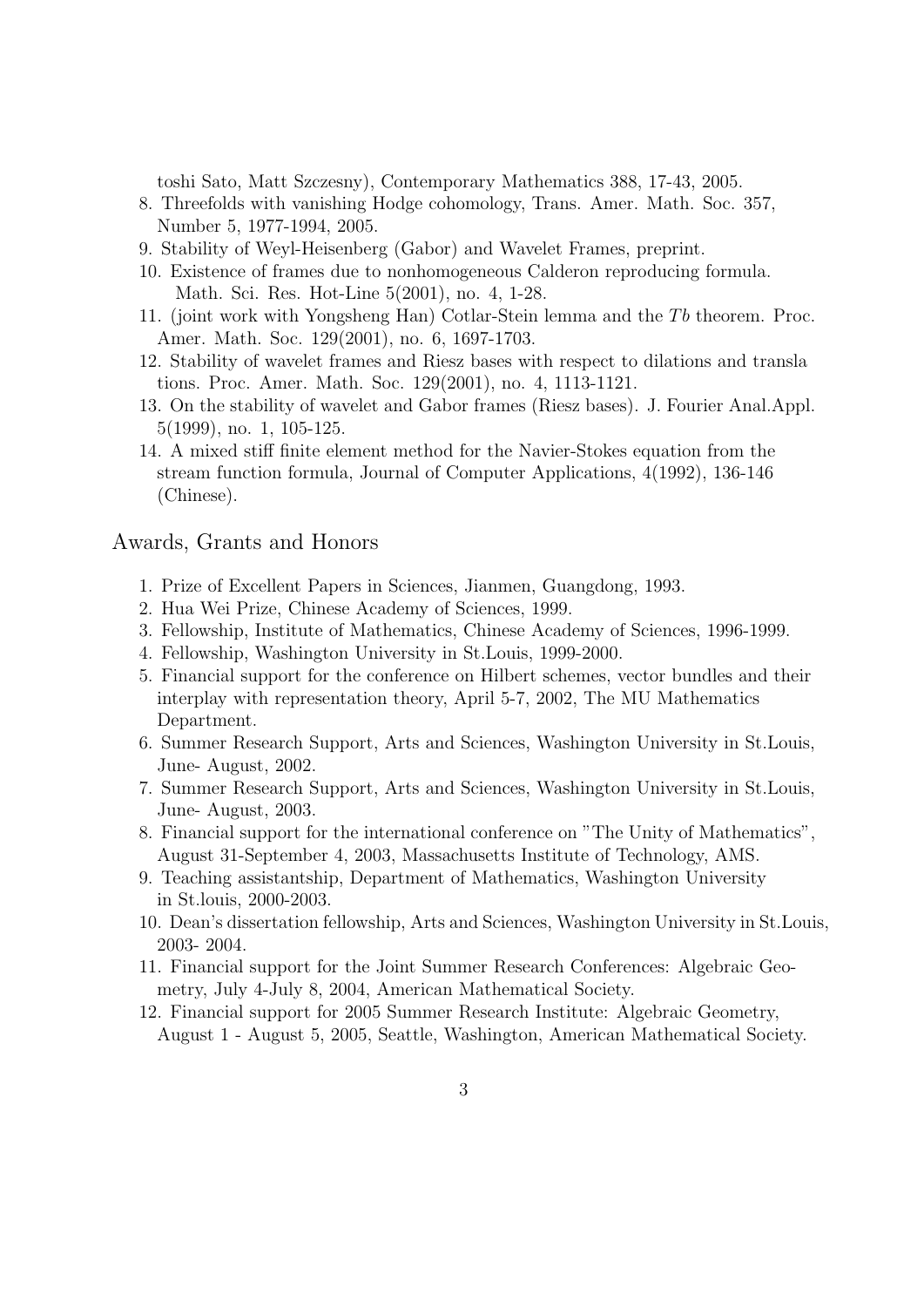toshi Sato, Matt Szczesny), Contemporary Mathematics 388, 17-43, 2005.

8. Threefolds with vanishing Hodge cohomology, Trans. Amer. Math. Soc. 357, Number 5, 1977-1994, 2005.
9. Stability of Weyl-Heisenberg (Gabor) and Wavelet Frames, preprint.
10. Existence of frames due to nonhomogeneous Calderon reproducing formula. Math. Sci. Res. Hot-Line 5(2001), no. 4, 1-28.
11. (joint work with Yongsheng Han) Cotlar-Stein lemma and the $Tb$ theorem. Proc. Amer. Math. Soc. 129(2001), no. 6, 1697-1703.
12. Stability of wavelet frames and Riesz bases with respect to dilations and translations. Proc. Amer. Math. Soc. 129(2001), no. 4, 1113-1121.
13. On the stability of wavelet and Gabor frames (Riesz bases). J. Fourier Anal.Appl. 5(1999), no. 1, 105-125.
14. A mixed stiff finite element method for the Navier-Stokes equation from the stream function formula, Journal of Computer Applications, 4(1992), 136-146 (Chinese).

## Awards, Grants and Honors

1. Prize of Excellent Papers in Sciences, Jianmen, Guangdong, 1993.
2. Hua Wei Prize, Chinese Academy of Sciences, 1999.
3. Fellowship, Institute of Mathematics, Chinese Academy of Sciences, 1996-1999.
4. Fellowship, Washington University in St.Louis, 1999-2000.
5. Financial support for the conference on Hilbert schemes, vector bundles and their interplay with representation theory, April 5-7, 2002, The MU Mathematics Department.
6. Summer Research Support, Arts and Sciences, Washington University in St.Louis, June- August, 2002.
7. Summer Research Support, Arts and Sciences, Washington University in St.Louis, June- August, 2003.
8. Financial support for the international conference on "The Unity of Mathematics", August 31-September 4, 2003, Massachusetts Institute of Technology, AMS.
9. Teaching assistantship, Department of Mathematics, Washington University in St.louis, 2000-2003.
10. Dean's dissertation fellowship, Arts and Sciences, Washington University in St.Louis, 2003- 2004.
11. Financial support for the Joint Summer Research Conferences: Algebraic Geometry, July 4-July 8, 2004, American Mathematical Society.
12. Financial support for 2005 Summer Research Institute: Algebraic Geometry, August 1 - August 5, 2005, Seattle, Washington, American Mathematical Society.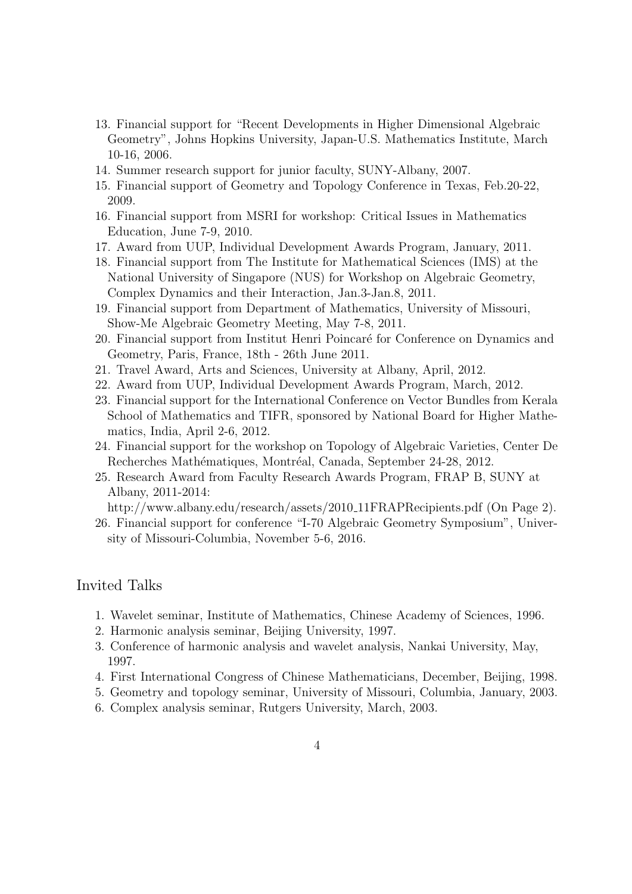13. Financial support for "Recent Developments in Higher Dimensional Algebraic Geometry", Johns Hopkins University, Japan-U.S. Mathematics Institute, March 10-16, 2006.
14. Summer research support for junior faculty, SUNY-Albany, 2007.
15. Financial support of Geometry and Topology Conference in Texas, Feb.20-22, 2009.
16. Financial support from MSRI for workshop: Critical Issues in Mathematics Education, June 7-9, 2010.
17. Award from UUP, Individual Development Awards Program, January, 2011.
18. Financial support from The Institute for Mathematical Sciences (IMS) at the National University of Singapore (NUS) for Workshop on Algebraic Geometry, Complex Dynamics and their Interaction, Jan.3-Jan.8, 2011.
19. Financial support from Department of Mathematics, University of Missouri, Show-Me Algebraic Geometry Meeting, May 7-8, 2011.
20. Financial support from Institut Henri Poincaré for Conference on Dynamics and Geometry, Paris, France, 18th - 26th June 2011.
21. Travel Award, Arts and Sciences, University at Albany, April, 2012.
22. Award from UUP, Individual Development Awards Program, March, 2012.
23. Financial support for the International Conference on Vector Bundles from Kerala School of Mathematics and TIFR, sponsored by National Board for Higher Mathematics, India, April 2-6, 2012.
24. Financial support for the workshop on Topology of Algebraic Varieties, Center De Recherches Mathématiques, Montréal, Canada, September 24-28, 2012.
25. Research Award from Faculty Research Awards Program, FRAP B, SUNY at Albany, 2011-2014:
    http://www.albany.edu/research/assets/2010_11FRAPRecipients.pdf (On Page 2).
26. Financial support for conference "I-70 Algebraic Geometry Symposium", University of Missouri-Columbia, November 5-6, 2016.

## Invited Talks

1. Wavelet seminar, Institute of Mathematics, Chinese Academy of Sciences, 1996.
2. Harmonic analysis seminar, Beijing University, 1997.
3. Conference of harmonic analysis and wavelet analysis, Nankai University, May, 1997.
4. First International Congress of Chinese Mathematicians, December, Beijing, 1998.
5. Geometry and topology seminar, University of Missouri, Columbia, January, 2003.
6. Complex analysis seminar, Rutgers University, March, 2003.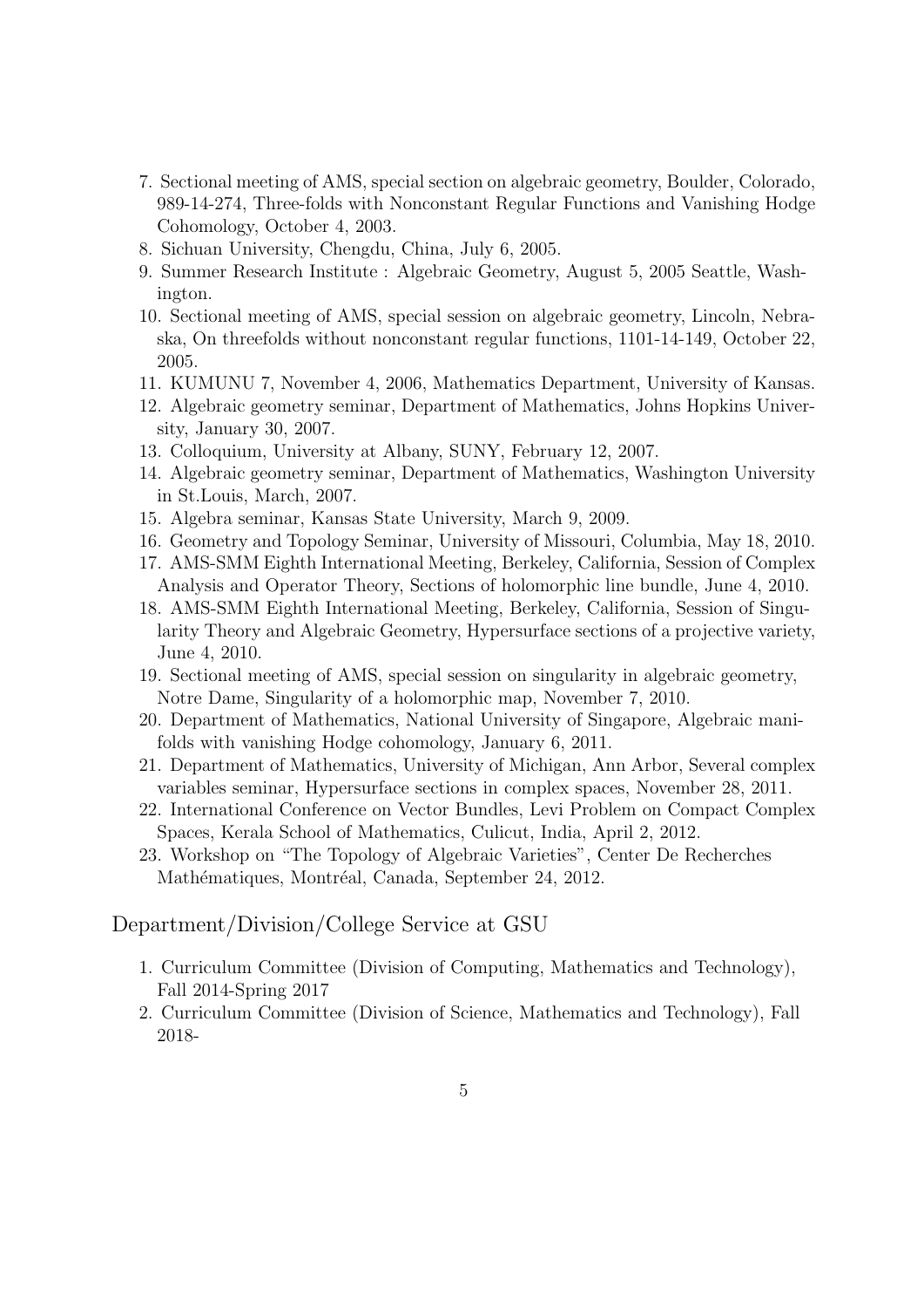7. Sectional meeting of AMS, special section on algebraic geometry, Boulder, Colorado, 989-14-274, Three-folds with Nonconstant Regular Functions and Vanishing Hodge Cohomology, October 4, 2003.
8. Sichuan University, Chengdu, China, July 6, 2005.
9. Summer Research Institute : Algebraic Geometry, August 5, 2005 Seattle, Washington.
10. Sectional meeting of AMS, special session on algebraic geometry, Lincoln, Nebraska, On threefolds without nonconstant regular functions, 1101-14-149, October 22, 2005.
11. KUMUNU 7, November 4, 2006, Mathematics Department, University of Kansas.
12. Algebraic geometry seminar, Department of Mathematics, Johns Hopkins University, January 30, 2007.
13. Colloquium, University at Albany, SUNY, February 12, 2007.
14. Algebraic geometry seminar, Department of Mathematics, Washington University in St.Louis, March, 2007.
15. Algebra seminar, Kansas State University, March 9, 2009.
16. Geometry and Topology Seminar, University of Missouri, Columbia, May 18, 2010.
17. AMS-SMM Eighth International Meeting, Berkeley, California, Session of Complex Analysis and Operator Theory, Sections of holomorphic line bundle, June 4, 2010.
18. AMS-SMM Eighth International Meeting, Berkeley, California, Session of Singularity Theory and Algebraic Geometry, Hypersurface sections of a projective variety, June 4, 2010.
19. Sectional meeting of AMS, special session on singularity in algebraic geometry, Notre Dame, Singularity of a holomorphic map, November 7, 2010.
20. Department of Mathematics, National University of Singapore, Algebraic manifolds with vanishing Hodge cohomology, January 6, 2011.
21. Department of Mathematics, University of Michigan, Ann Arbor, Several complex variables seminar, Hypersurface sections in complex spaces, November 28, 2011.
22. International Conference on Vector Bundles, Levi Problem on Compact Complex Spaces, Kerala School of Mathematics, Culicut, India, April 2, 2012.
23. Workshop on "The Topology of Algebraic Varieties", Center De Recherches Mathématiques, Montréal, Canada, September 24, 2012.

## Department/Division/College Service at GSU

1. Curriculum Committee (Division of Computing, Mathematics and Technology), Fall 2014-Spring 2017
2. Curriculum Committee (Division of Science, Mathematics and Technology), Fall 2018-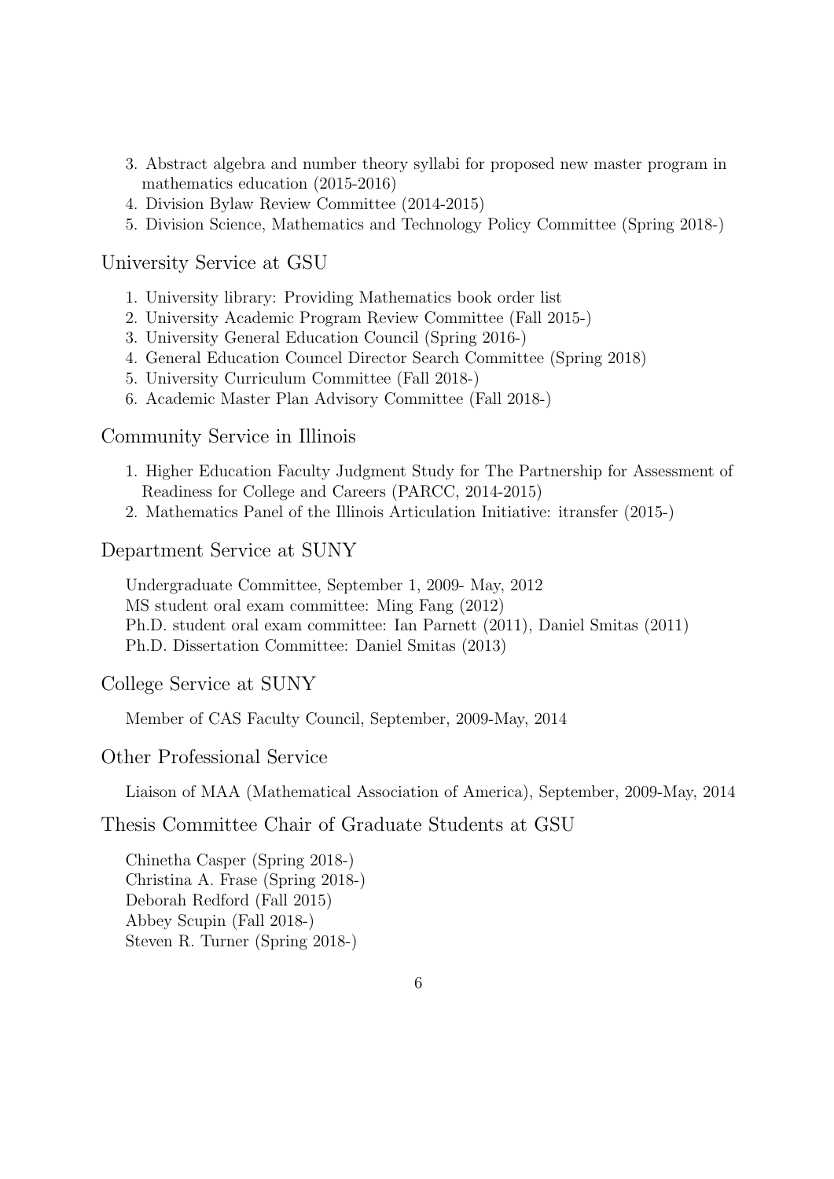3. Abstract algebra and number theory syllabi for proposed new master program in mathematics education (2015-2016)
4. Division Bylaw Review Committee (2014-2015)
5. Division Science, Mathematics and Technology Policy Committee (Spring 2018-)

## University Service at GSU

1. University library: Providing Mathematics book order list
2. University Academic Program Review Committee (Fall 2015-)
3. University General Education Council (Spring 2016-)
4. General Education Councel Director Search Committee (Spring 2018)
5. University Curriculum Committee (Fall 2018-)
6. Academic Master Plan Advisory Committee (Fall 2018-)

## Community Service in Illinois

1. Higher Education Faculty Judgment Study for The Partnership for Assessment of Readiness for College and Careers (PARCC, 2014-2015)
2. Mathematics Panel of the Illinois Articulation Initiative: itransfer (2015-)

## Department Service at SUNY

Undergraduate Committee, September 1, 2009- May, 2012
MS student oral exam committee: Ming Fang (2012)
Ph.D. student oral exam committee: Ian Parnett (2011), Daniel Smitas (2011)
Ph.D. Dissertation Committee: Daniel Smitas (2013)

## College Service at SUNY

Member of CAS Faculty Council, September, 2009-May, 2014

## Other Professional Service

Liaison of MAA (Mathematical Association of America), September, 2009-May, 2014

## Thesis Committee Chair of Graduate Students at GSU

Chinetha Casper (Spring 2018-)
Christina A. Frase (Spring 2018-)
Deborah Redford (Fall 2015)
Abbey Scupin (Fall 2018-)
Steven R. Turner (Spring 2018-)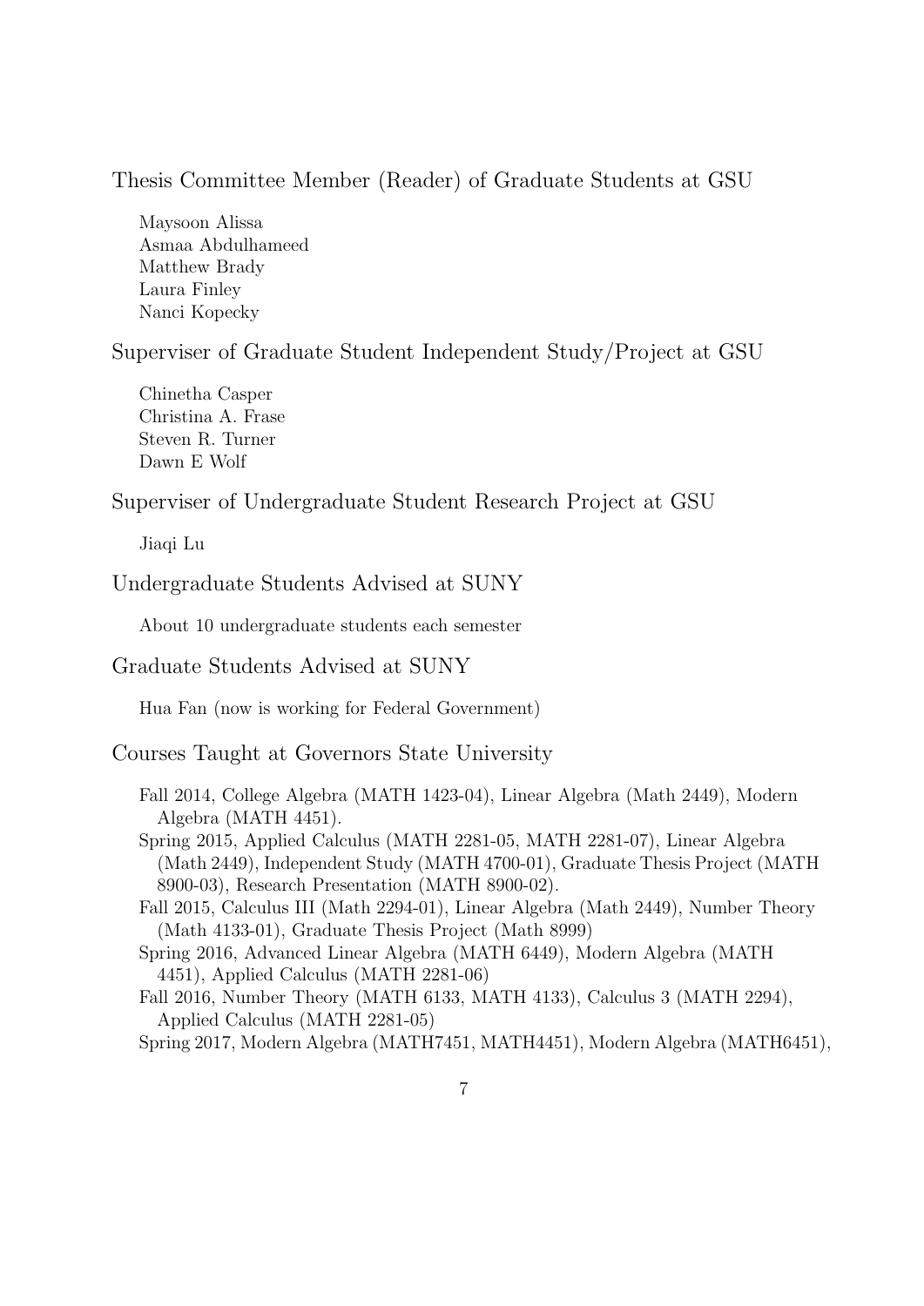## Thesis Committee Member (Reader) of Graduate Students at GSU

Maysoon Alissa
Asmaa Abdulhameed
Matthew Brady
Laura Finley
Nanci Kopecky

## Superviser of Graduate Student Independent Study/Project at GSU

Chinetha Casper
Christina A. Frase
Steven R. Turner
Dawn E Wolf

## Superviser of Undergraduate Student Research Project at GSU

Jiaqi Lu

## Undergraduate Students Advised at SUNY

About 10 undergraduate students each semester

## Graduate Students Advised at SUNY

Hua Fan (now is working for Federal Government)

## Courses Taught at Governors State University

Fall 2014, College Algebra (MATH 1423-04), Linear Algebra (Math 2449), Modern Algebra (MATH 4451).

Spring 2015, Applied Calculus (MATH 2281-05, MATH 2281-07), Linear Algebra (Math 2449), Independent Study (MATH 4700-01), Graduate Thesis Project (MATH 8900-03), Research Presentation (MATH 8900-02).

Fall 2015, Calculus III (Math 2294-01), Linear Algebra (Math 2449), Number Theory (Math 4133-01), Graduate Thesis Project (Math 8999)

Spring 2016, Advanced Linear Algebra (MATH 6449), Modern Algebra (MATH 4451), Applied Calculus (MATH 2281-06)

Fall 2016, Number Theory (MATH 6133, MATH 4133), Calculus 3 (MATH 2294), Applied Calculus (MATH 2281-05)

Spring 2017, Modern Algebra (MATH7451, MATH4451), Modern Algebra (MATH6451),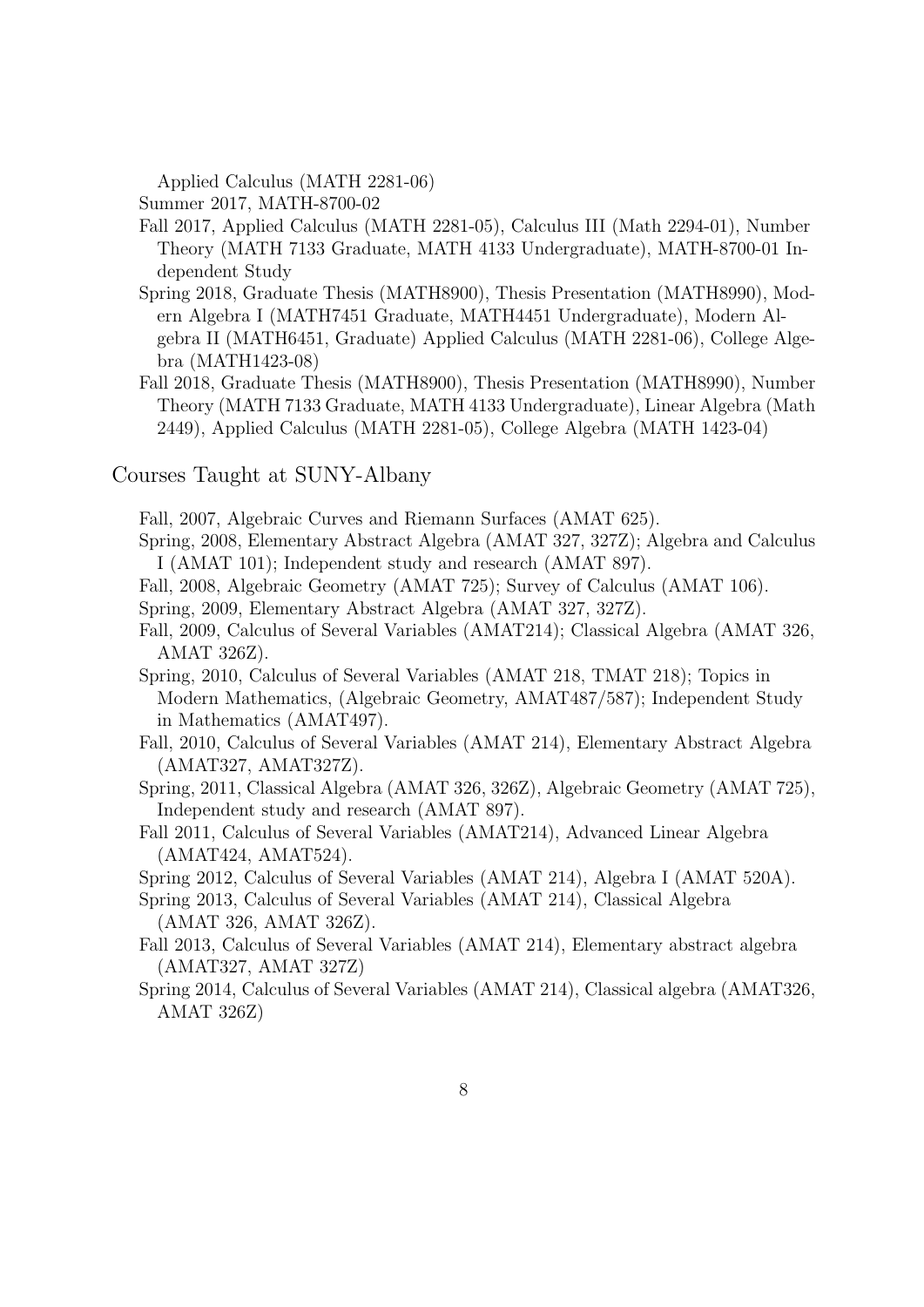Applied Calculus (MATH 2281-06)

Summer 2017, MATH-8700-02

Fall 2017, Applied Calculus (MATH 2281-05), Calculus III (Math 2294-01), Number Theory (MATH 7133 Graduate, MATH 4133 Undergraduate), MATH-8700-01 Independent Study

Spring 2018, Graduate Thesis (MATH8900), Thesis Presentation (MATH8990), Modern Algebra I (MATH7451 Graduate, MATH4451 Undergraduate), Modern Algebra II (MATH6451, Graduate) Applied Calculus (MATH 2281-06), College Algebra (MATH1423-08)

Fall 2018, Graduate Thesis (MATH8900), Thesis Presentation (MATH8990), Number Theory (MATH 7133 Graduate, MATH 4133 Undergraduate), Linear Algebra (Math 2449), Applied Calculus (MATH 2281-05), College Algebra (MATH 1423-04)

## Courses Taught at SUNY-Albany

Fall, 2007, Algebraic Curves and Riemann Surfaces (AMAT 625).

Spring, 2008, Elementary Abstract Algebra (AMAT 327, 327Z); Algebra and Calculus I (AMAT 101); Independent study and research (AMAT 897).

Fall, 2008, Algebraic Geometry (AMAT 725); Survey of Calculus (AMAT 106).

Spring, 2009, Elementary Abstract Algebra (AMAT 327, 327Z).

Fall, 2009, Calculus of Several Variables (AMAT214); Classical Algebra (AMAT 326, AMAT 326Z).

Spring, 2010, Calculus of Several Variables (AMAT 218, TMAT 218); Topics in Modern Mathematics, (Algebraic Geometry, AMAT487/587); Independent Study in Mathematics (AMAT497).

Fall, 2010, Calculus of Several Variables (AMAT 214), Elementary Abstract Algebra (AMAT327, AMAT327Z).

Spring, 2011, Classical Algebra (AMAT 326, 326Z), Algebraic Geometry (AMAT 725), Independent study and research (AMAT 897).

Fall 2011, Calculus of Several Variables (AMAT214), Advanced Linear Algebra (AMAT424, AMAT524).

Spring 2012, Calculus of Several Variables (AMAT 214), Algebra I (AMAT 520A).

Spring 2013, Calculus of Several Variables (AMAT 214), Classical Algebra (AMAT 326, AMAT 326Z).

Fall 2013, Calculus of Several Variables (AMAT 214), Elementary abstract algebra (AMAT327, AMAT 327Z)

Spring 2014, Calculus of Several Variables (AMAT 214), Classical algebra (AMAT326, AMAT 326Z)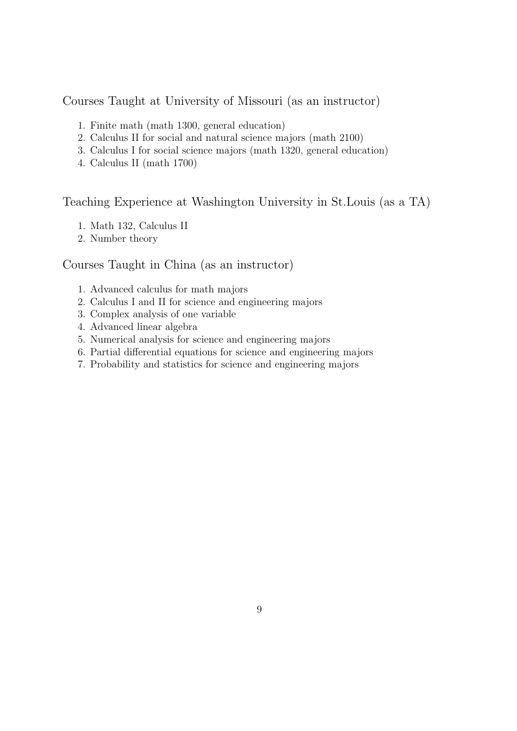## Courses Taught at University of Missouri (as an instructor)

1. Finite math (math 1300, general education)
2. Calculus II for social and natural science majors (math 2100)
3. Calculus I for social science majors (math 1320, general education)
4. Calculus II (math 1700)

## Teaching Experience at Washington University in St.Louis (as a TA)

1. Math 132, Calculus II
2. Number theory

## Courses Taught in China (as an instructor)

1. Advanced calculus for math majors
2. Calculus I and II for science and engineering majors
3. Complex analysis of one variable
4. Advanced linear algebra
5. Numerical analysis for science and engineering majors
6. Partial differential equations for science and engineering majors
7. Probability and statistics for science and engineering majors